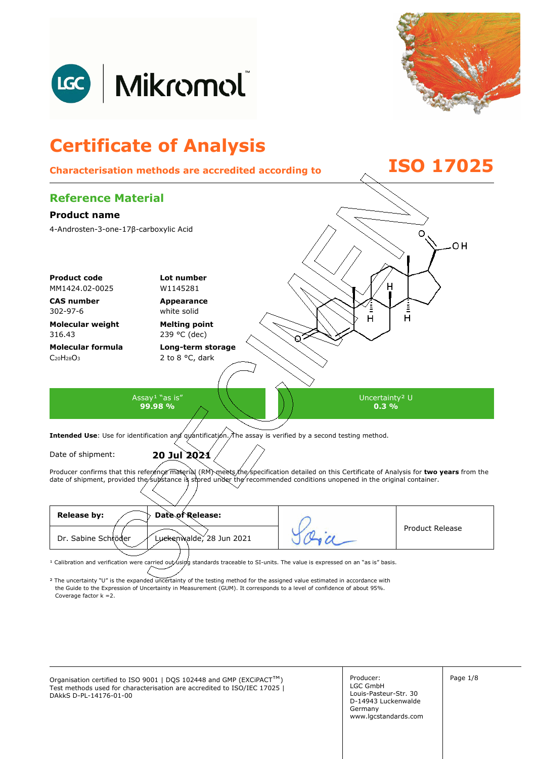# Certificate of Analysis

**Characterisation methods are accredited according to ISO 17025**

## Reference Material

### Product name

4-Androsten-3-one-17β-carboxylic Acid

**Product code**
MM1424.02-0025

**Lot number**
W1145281

**CAS number**
302-97-6

**Appearance**
white solid

**Molecular weight**
316.43

**Melting point**
239 °C (dec)

**Molecular formula**
$C_{20}H_{28}O_3$

**Long-term storage**
2 to 8 °C, dark

| Assay[1] "as is" | Uncertainty[2] U |
|---|---|
| **99.98 %** | **0.3 %** |

**Intended Use**: Use for identification and quantification. The assay is verified by a second testing method.

Date of shipment: **20 Jul 2021**

Producer confirms that this reference material (RM) meets the specification detailed on this Certificate of Analysis for **two years** from the date of shipment, provided the substance is stored under the recommended conditions unopened in the original container.

| **Release by:** | **Date of Release:** | | Product Release |
|---|---|---|---|
| Dr. Sabine Schröder | Luckenwalde, 28 Jun 2021 | | |

[1] Calibration and verification were carried out using standards traceable to SI-units. The value is expressed on an "as is" basis.

[2] The uncertainty "U" is the expanded uncertainty of the testing method for the assigned value estimated in accordance with the Guide to the Expression of Uncertainty in Measurement (GUM). It corresponds to a level of confidence of about 95%. Coverage factor k =2.

Organisation certified to ISO 9001 | DQS 102448 and GMP (EXCiPACT™)
Test methods used for characterisation are accredited to ISO/IEC 17025 | DAkkS D-PL-14176-01-00

Producer:
LGC GmbH
Louis-Pasteur-Str. 30
D-14943 Luckenwalde
Germany
www.lgcstandards.com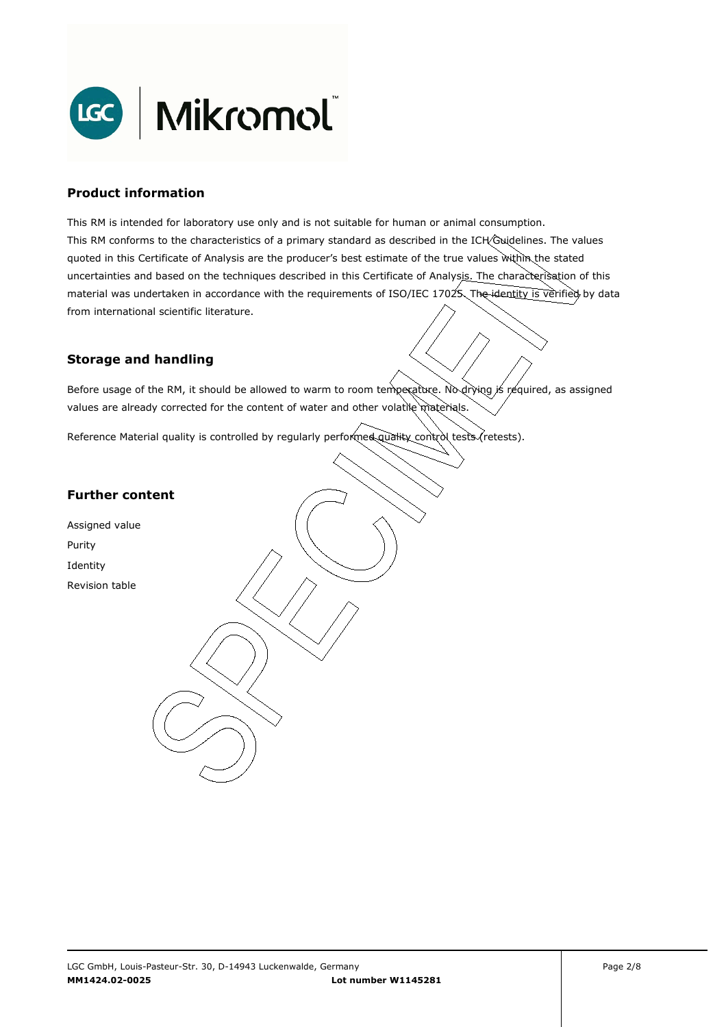## Product information

This RM is intended for laboratory use only and is not suitable for human or animal consumption.
This RM conforms to the characteristics of a primary standard as described in the ICH Guidelines. The values quoted in this Certificate of Analysis are the producer's best estimate of the true values within the stated uncertainties and based on the techniques described in this Certificate of Analysis. The characterisation of this material was undertaken in accordance with the requirements of ISO/IEC 17025. The identity is verified by data from international scientific literature.

## Storage and handling

Before usage of the RM, it should be allowed to warm to room temperature. No drying is required, as assigned values are already corrected for the content of water and other volatile materials.

Reference Material quality is controlled by regularly performed quality control tests (retests).

## Further content

Assigned value

Purity

Identity

Revision table

LGC GmbH, Louis-Pasteur-Str. 30, D-14943 Luckenwalde, Germany

**MM1424.02-0025** **Lot number W1145281**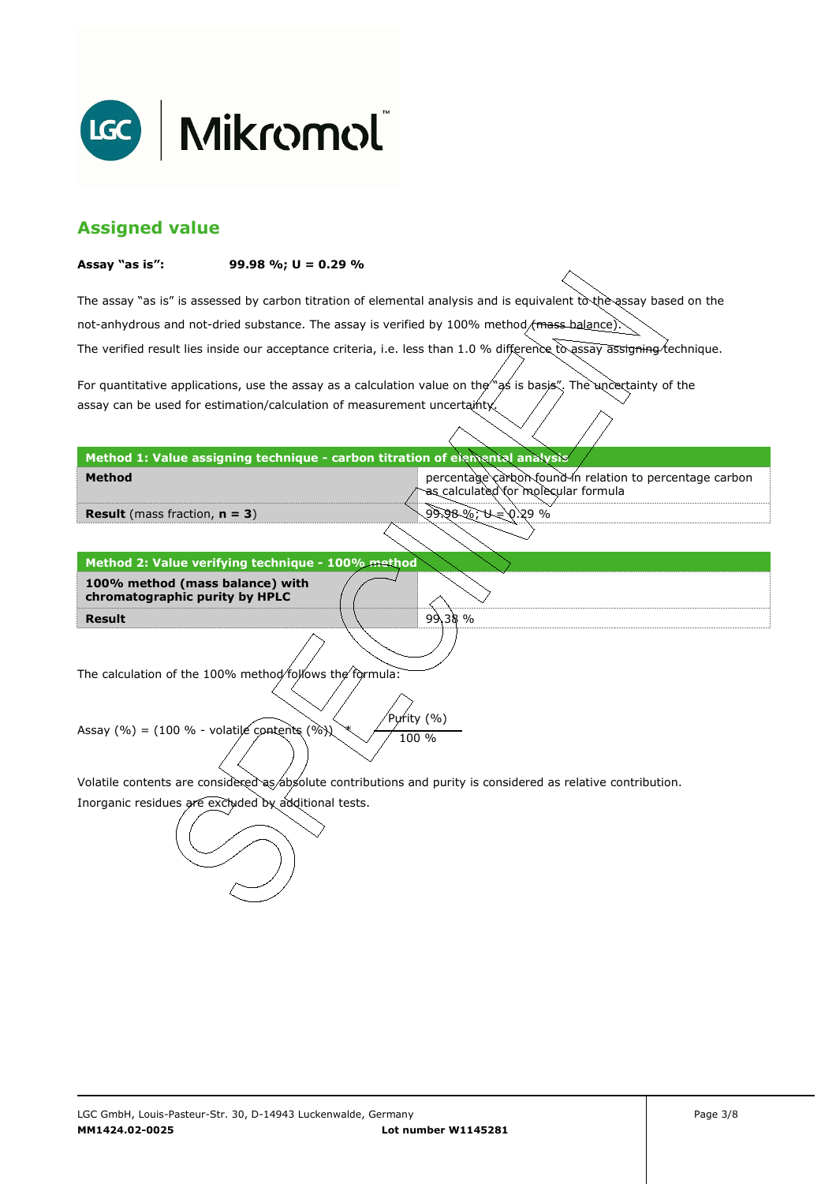## Assigned value

**Assay "as is":** **99.98 %; U = 0.29 %**

The assay "as is" is assessed by carbon titration of elemental analysis and is equivalent to the assay based on the not-anhydrous and not-dried substance. The assay is verified by 100% method (mass balance).
The verified result lies inside our acceptance criteria, i.e. less than 1.0 % difference to assay assigning technique.

For quantitative applications, use the assay as a calculation value on the "as is basis". The uncertainty of the assay can be used for estimation/calculation of measurement uncertainty.

| Method 1: Value assigning technique - carbon titration of elemental analysis | |
|---|---|
| **Method** | percentage carbon found in relation to percentage carbon as calculated for molecular formula |
| **Result** (mass fraction, **n = 3**) | 99.98 %; U = 0.29 % |

| Method 2: Value verifying technique - 100% method | |
|---|---|
| **100% method (mass balance) with chromatographic purity by HPLC** | |
| **Result** | 99.38 % |

The calculation of the 100% method follows the formula:

$$\text{Assay (\%)} = (100\ \% - \text{volatile contents (\%)}) * \frac{\text{Purity (\%)}}{100\ \%}$$

Volatile contents are considered as absolute contributions and purity is considered as relative contribution.
Inorganic residues are excluded by additional tests.

LGC GmbH, Louis-Pasteur-Str. 30, D-14943 Luckenwalde, Germany
**MM1424.02-0025** **Lot number W1145281**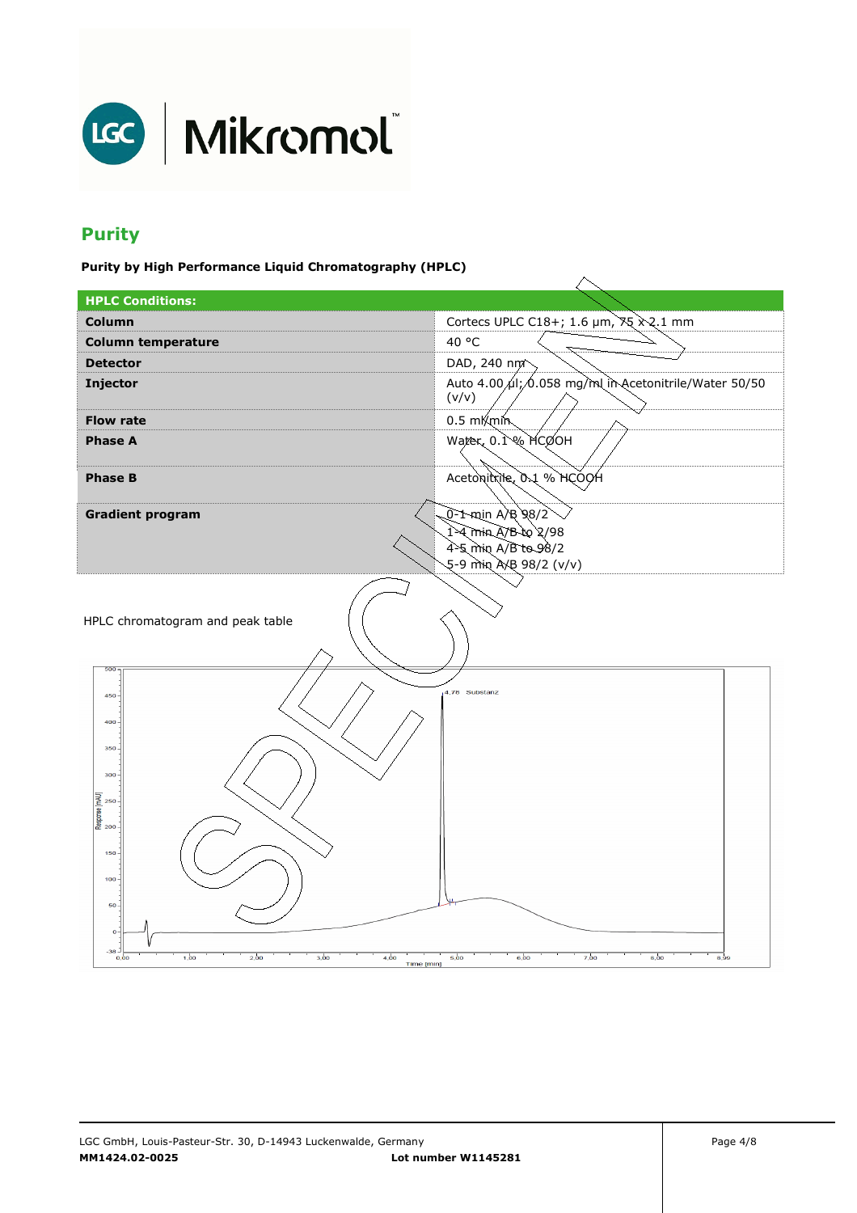## Purity

**Purity by High Performance Liquid Chromatography (HPLC)**

| HPLC Conditions: | |
|---|---|
| **Column** | Cortecs UPLC C18+; 1.6 µm, 75 x 2.1 mm |
| **Column temperature** | 40 °C |
| **Detector** | DAD, 240 nm |
| **Injector** | Auto 4.00 µl; 0.058 mg/ml in Acetonitrile/Water 50/50 (v/v) |
| **Flow rate** | 0.5 ml/min |
| **Phase A** | Water, 0.1 % HCOOH |
| **Phase B** | Acetonitrile, 0.1 % HCOOH |
| **Gradient program** | 0-1 min A/B 98/2<br>1-4 min A/B to 2/98<br>4-5 min A/B to 98/2<br>5-9 min A/B 98/2 (v/v) |

HPLC chromatogram and peak table

MM1424.02-0025 Lot number W1145281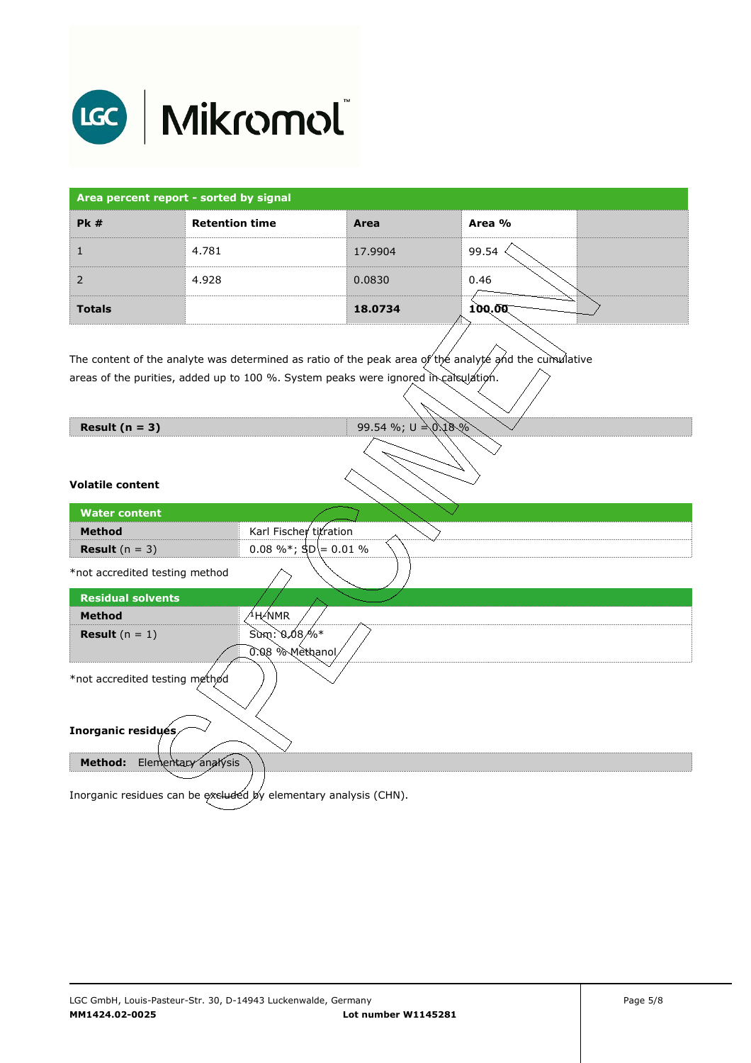| Area percent report - sorted by signal | | | | |
|---|---|---|---|---|
| **Pk #** | **Retention time** | **Area** | **Area %** | |
| 1 | 4.781 | 17.9904 | 99.54 | |
| 2 | 4.928 | 0.0830 | 0.46 | |
| **Totals** | | **18.0734** | **100.00** | |

The content of the analyte was determined as ratio of the peak area of the analyte and the cumulative areas of the purities, added up to 100 %. System peaks were ignored in calculation.

| **Result (n = 3)** | 99.54 %; U = 0.18 % |
|---|---|

### Volatile content

| **Water content** | |
|---|---|
| **Method** | Karl Fischer titration |
| **Result** (n = 3) | 0.08 %*; SD = 0.01 % |

*not accredited testing method

| **Residual solvents** | |
|---|---|
| **Method** | $^{1}H$-NMR |
| **Result** (n = 1) | Sum: 0.08 %*<br>0.08 % Methanol |

*not accredited testing method

### Inorganic residues

| **Method:** Elementary analysis |
|---|

Inorganic residues can be excluded by elementary analysis (CHN).

LGC GmbH, Louis-Pasteur-Str. 30, D-14943 Luckenwalde, Germany

**MM1424.02-0025** **Lot number W1145281**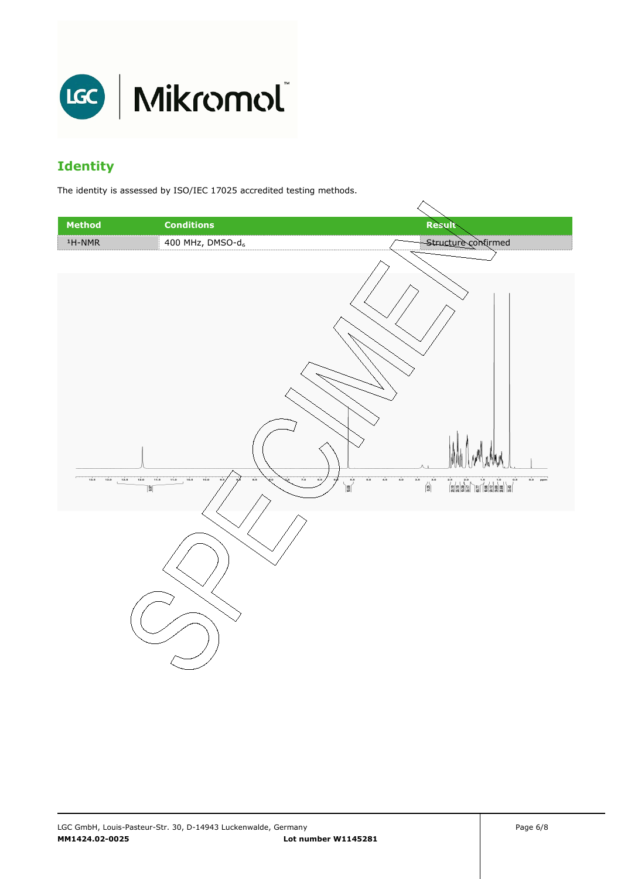## Identity

The identity is assessed by ISO/IEC 17025 accredited testing methods.

| Method | Conditions | Result |
|---|---|---|
| $^1$H-NMR | 400 MHz, DMSO-$d_6$ | Structure confirmed |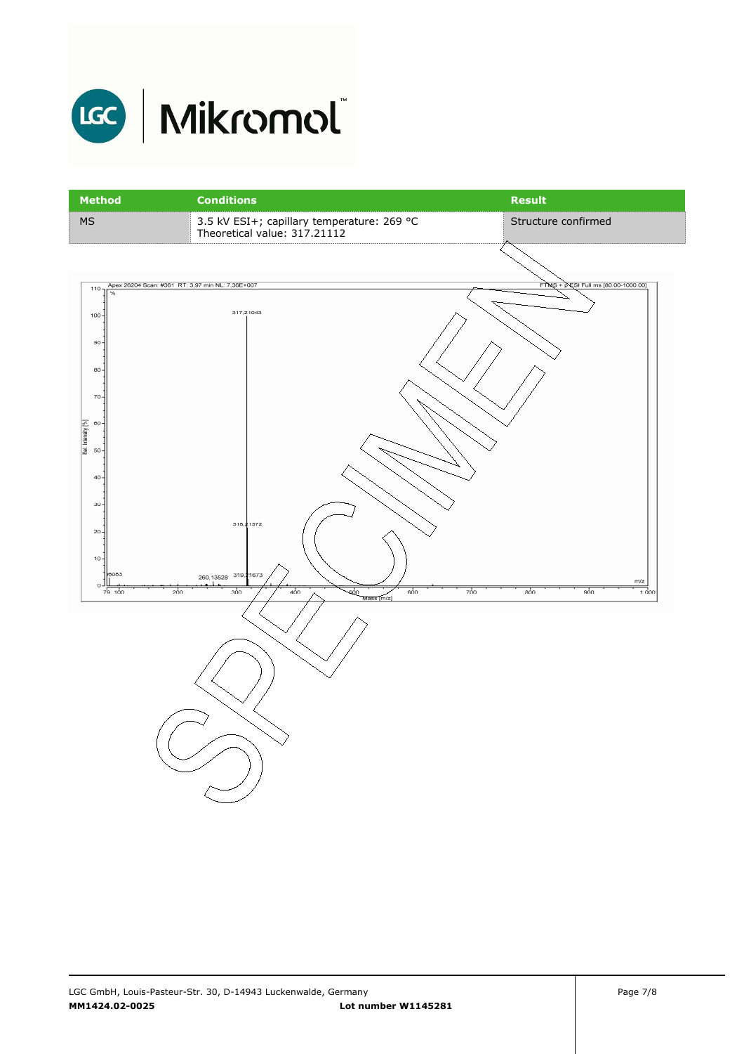| Method | Conditions | Result |
| --- | --- | --- |
| MS | 3.5 kV ESI+; capillary temperature: 269 °C<br>Theoretical value: 317.21112 | Structure confirmed |

Apex 26204 Scan: #361 RT: 3,97 min NL: 7,36E+007

FTMS + p ESI Full ms [80.00-1000.00]

317,21043

318,21372

319,21673

260,13528

Rel. Intensity [%]

Mass [m/z]

SPECIMEN

LGC GmbH, Louis-Pasteur-Str. 30, D-14943 Luckenwalde, Germany

**MM1424.02-0025** **Lot number W1145281**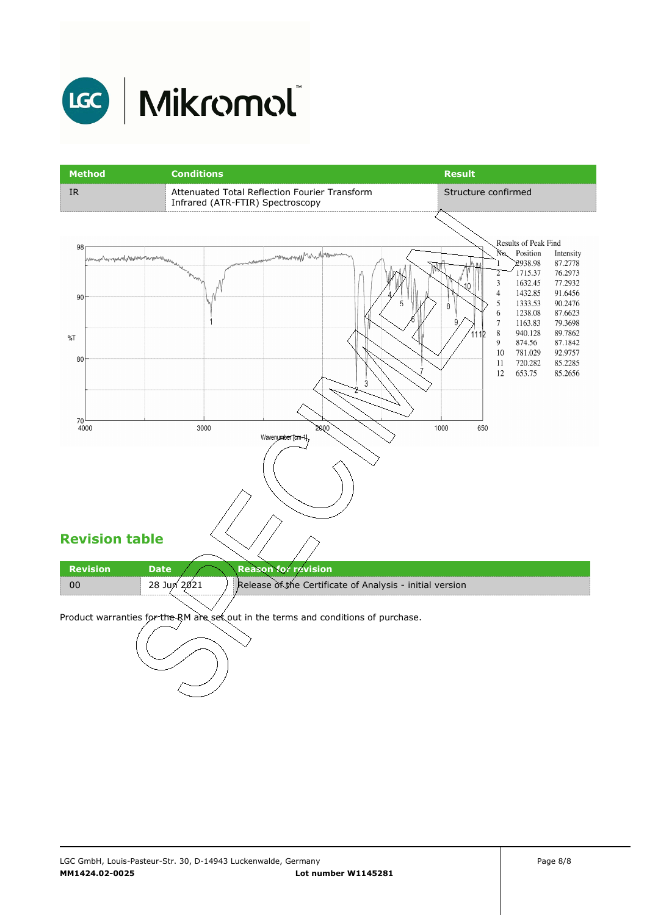LGC | Mikromol™

| Method | Conditions | Result |
| --- | --- | --- |
| IR | Attenuated Total Reflection Fourier Transform Infrared (ATR-FTIR) Spectroscopy | Structure confirmed |

98
90
%T
80
70
4000
3000
2000
1000
650
Wavenumber [cm-1]
1 2 3 4 5 6 7 8 9 10 11 12

Results of Peak Find

| No. | Position | Intensity |
| --- | --- | --- |
| 1 | 2938.98 | 87.2778 |
| 2 | 1715.37 | 76.2973 |
| 3 | 1632.45 | 77.2932 |
| 4 | 1432.85 | 91.6456 |
| 5 | 1333.53 | 90.2476 |
| 6 | 1238.08 | 87.6623 |
| 7 | 1163.83 | 79.3698 |
| 8 | 940.128 | 89.7862 |
| 9 | 874.56 | 87.1842 |
| 10 | 781.029 | 92.9757 |
| 11 | 720.282 | 85.2285 |
| 12 | 653.75 | 85.2656 |

SPECIMEN

## Revision table

| Revision | Date | Reason for revision |
| --- | --- | --- |
| 00 | 28 Jun 2021 | Release of the Certificate of Analysis - initial version |

Product warranties for the RM are set out in the terms and conditions of purchase.

LGC GmbH, Louis-Pasteur-Str. 30, D-14943 Luckenwalde, Germany
**MM1424.02-0025** **Lot number W1145281**